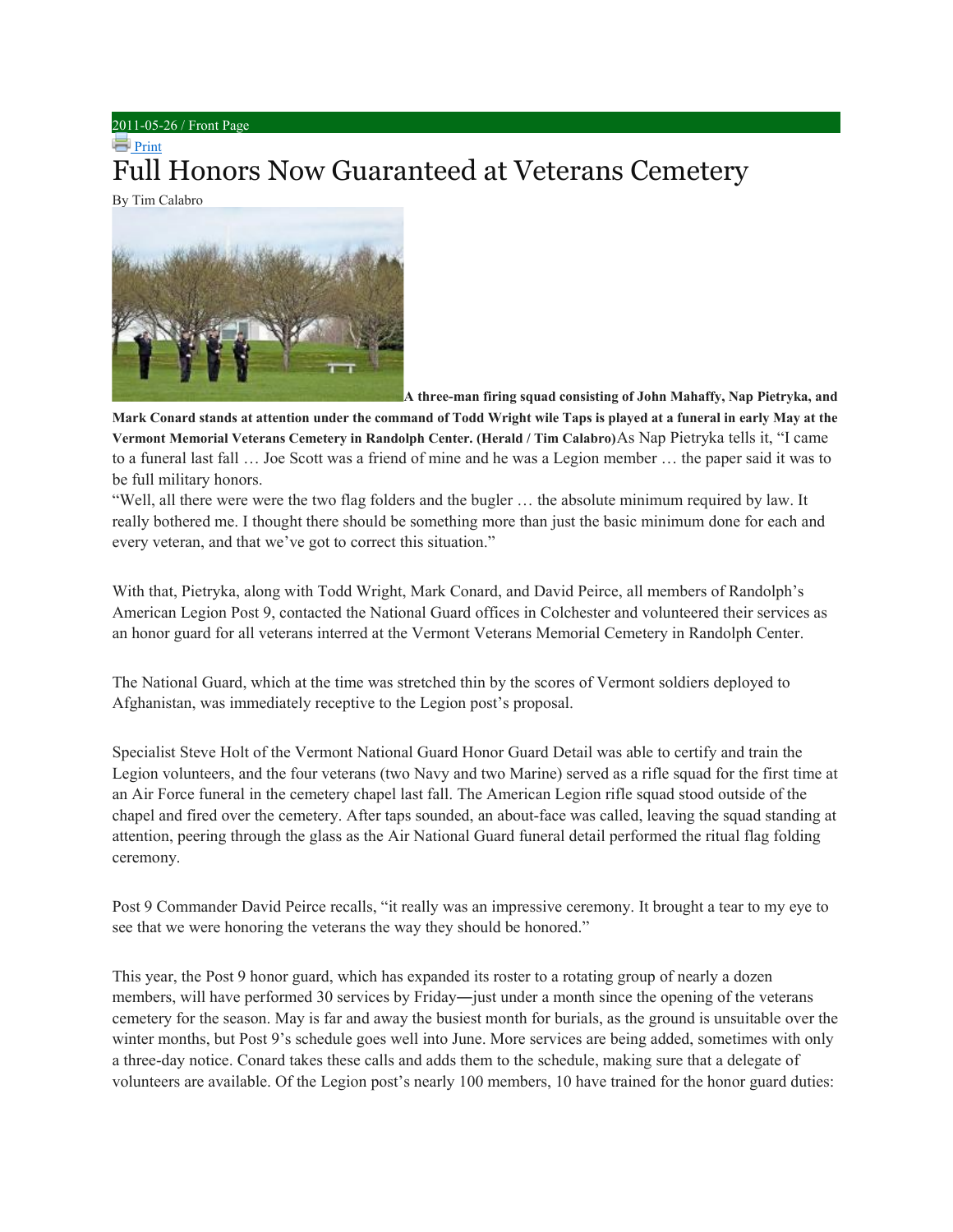2011-05-26 / Front Page

Print

# Full Honors Now Guaranteed at Veterans Cemetery

By Tim Calabro

**A three-man firing squad consisting of John Mahaffy, Nap Pietryka, and Mark Conard stands at attention under the command of Todd Wright wile Taps is played at a funeral in early May at the Vermont Memorial Veterans Cemetery in Randolph Center. (Herald / Tim Calabro)**

As Nap Pietryka tells it, "I came to a funeral last fall … Joe Scott was a friend of mine and he was a Legion member … the paper said it was to be full military honors.

"Well, all there were were the two flag folders and the bugler … the absolute minimum required by law. It really bothered me. I thought there should be something more than just the basic minimum done for each and every veteran, and that we've got to correct this situation."

With that, Pietryka, along with Todd Wright, Mark Conard, and David Peirce, all members of Randolph's American Legion Post 9, contacted the National Guard offices in Colchester and volunteered their services as an honor guard for all veterans interred at the Vermont Veterans Memorial Cemetery in Randolph Center.

The National Guard, which at the time was stretched thin by the scores of Vermont soldiers deployed to Afghanistan, was immediately receptive to the Legion post's proposal.

Specialist Steve Holt of the Vermont National Guard Honor Guard Detail was able to certify and train the Legion volunteers, and the four veterans (two Navy and two Marine) served as a rifle squad for the first time at an Air Force funeral in the cemetery chapel last fall. The American Legion rifle squad stood outside of the chapel and fired over the cemetery. After taps sounded, an about-face was called, leaving the squad standing at attention, peering through the glass as the Air National Guard funeral detail performed the ritual flag folding ceremony.

Post 9 Commander David Peirce recalls, "it really was an impressive ceremony. It brought a tear to my eye to see that we were honoring the veterans the way they should be honored."

This year, the Post 9 honor guard, which has expanded its roster to a rotating group of nearly a dozen members, will have performed 30 services by Friday—just under a month since the opening of the veterans cemetery for the season. May is far and away the busiest month for burials, as the ground is unsuitable over the winter months, but Post 9's schedule goes well into June. More services are being added, sometimes with only a three-day notice. Conard takes these calls and adds them to the schedule, making sure that a delegate of volunteers are available. Of the Legion post's nearly 100 members, 10 have trained for the honor guard duties: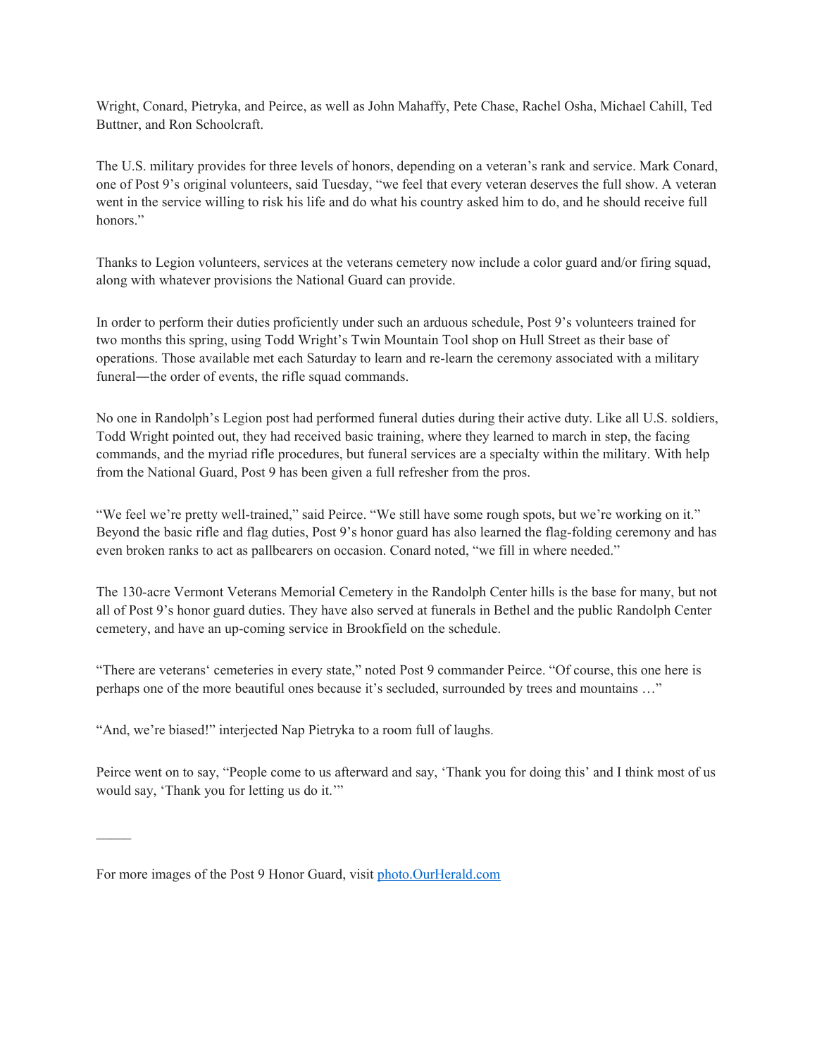Wright, Conard, Pietryka, and Peirce, as well as John Mahaffy, Pete Chase, Rachel Osha, Michael Cahill, Ted Buttner, and Ron Schoolcraft.

The U.S. military provides for three levels of honors, depending on a veteran's rank and service. Mark Conard, one of Post 9's original volunteers, said Tuesday, "we feel that every veteran deserves the full show. A veteran went in the service willing to risk his life and do what his country asked him to do, and he should receive full honors."

Thanks to Legion volunteers, services at the veterans cemetery now include a color guard and/or firing squad, along with whatever provisions the National Guard can provide.

In order to perform their duties proficiently under such an arduous schedule, Post 9's volunteers trained for two months this spring, using Todd Wright's Twin Mountain Tool shop on Hull Street as their base of operations. Those available met each Saturday to learn and re-learn the ceremony associated with a military funeral—the order of events, the rifle squad commands.

No one in Randolph's Legion post had performed funeral duties during their active duty. Like all U.S. soldiers, Todd Wright pointed out, they had received basic training, where they learned to march in step, the facing commands, and the myriad rifle procedures, but funeral services are a specialty within the military. With help from the National Guard, Post 9 has been given a full refresher from the pros.

"We feel we're pretty well-trained," said Peirce. "We still have some rough spots, but we're working on it." Beyond the basic rifle and flag duties, Post 9's honor guard has also learned the flag-folding ceremony and has even broken ranks to act as pallbearers on occasion. Conard noted, "we fill in where needed."

The 130-acre Vermont Veterans Memorial Cemetery in the Randolph Center hills is the base for many, but not all of Post 9's honor guard duties. They have also served at funerals in Bethel and the public Randolph Center cemetery, and have an up-coming service in Brookfield on the schedule.

"There are veterans' cemeteries in every state," noted Post 9 commander Peirce. "Of course, this one here is perhaps one of the more beautiful ones because it's secluded, surrounded by trees and mountains …"

"And, we're biased!" interjected Nap Pietryka to a room full of laughs.

Peirce went on to say, "People come to us afterward and say, 'Thank you for doing this' and I think most of us would say, 'Thank you for letting us do it.'"

———

For more images of the Post 9 Honor Guard, visit [photo.OurHerald.com](photo.OurHerald.com)